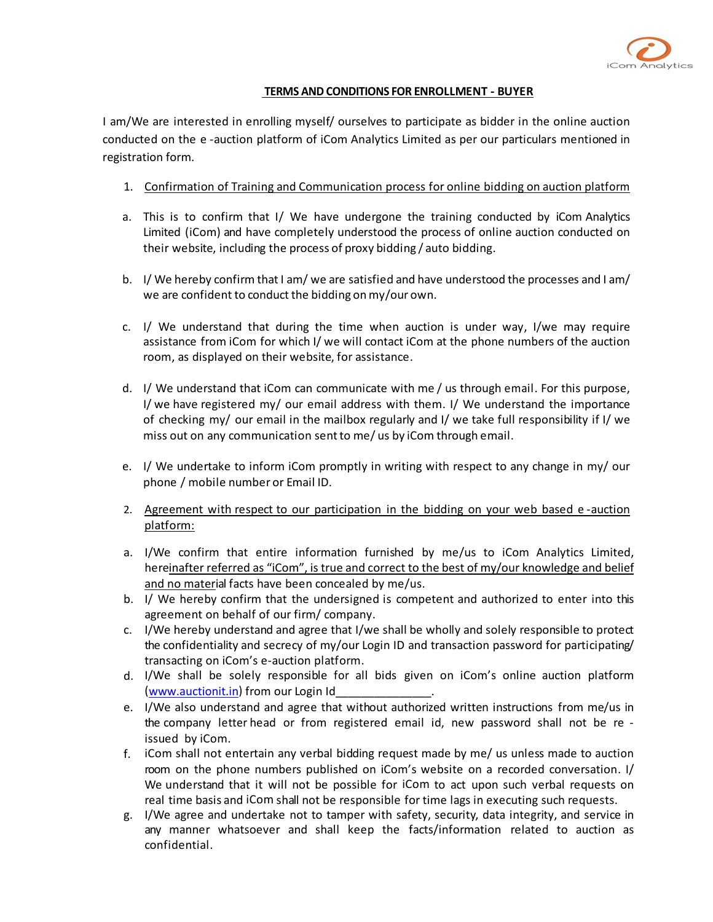**TERMS AND CONDITIONS FOR ENROLLMENT - BUYER**

I am/We are interested in enrolling myself/ ourselves to participate as bidder in the online auction conducted on the e -auction platform of iCom Analytics Limited as per our particulars mentioned in registration form.

1. Confirmation of Training and Communication process for online bidding on auction platform

a. This is to confirm that I/ We have undergone the training conducted by iCom Analytics Limited (iCom) and have completely understood the process of online auction conducted on their website, including the process of proxy bidding / auto bidding.

b. I/ We hereby confirm that I am/ we are satisfied and have understood the processes and I am/ we are confident to conduct the bidding on my/our own.

c. I/ We understand that during the time when auction is under way, I/we may require assistance from iCom for which I/ we will contact iCom at the phone numbers of the auction room, as displayed on their website, for assistance.

d. I/ We understand that iCom can communicate with me / us through email. For this purpose, I/ we have registered my/ our email address with them. I/ We understand the importance of checking my/ our email in the mailbox regularly and I/ we take full responsibility if I/ we miss out on any communication sent to me/ us by iCom through email.

e. I/ We undertake to inform iCom promptly in writing with respect to any change in my/ our phone / mobile number or Email ID.

2. Agreement with respect to our participation in the bidding on your web based e -auction platform:

a. I/We confirm that entire information furnished by me/us to iCom Analytics Limited, hereinafter referred as "iCom", is true and correct to the best of my/our knowledge and belief and no material facts have been concealed by me/us.

b. I/ We hereby confirm that the undersigned is competent and authorized to enter into this agreement on behalf of our firm/ company.

c. I/We hereby understand and agree that I/we shall be wholly and solely responsible to protect the confidentiality and secrecy of my/our Login ID and transaction password for participating/ transacting on iCom's e-auction platform.

d. I/We shall be solely responsible for all bids given on iCom's online auction platform (www.auctionit.in) from our Login Id_______________.

e. I/We also understand and agree that without authorized written instructions from me/us in the company letter head or from registered email id, new password shall not be re - issued by iCom.

f. iCom shall not entertain any verbal bidding request made by me/ us unless made to auction room on the phone numbers published on iCom's website on a recorded conversation. I/ We understand that it will not be possible for iCom to act upon such verbal requests on real time basis and iCom shall not be responsible for time lags in executing such requests.

g. I/We agree and undertake not to tamper with safety, security, data integrity, and service in any manner whatsoever and shall keep the facts/information related to auction as confidential.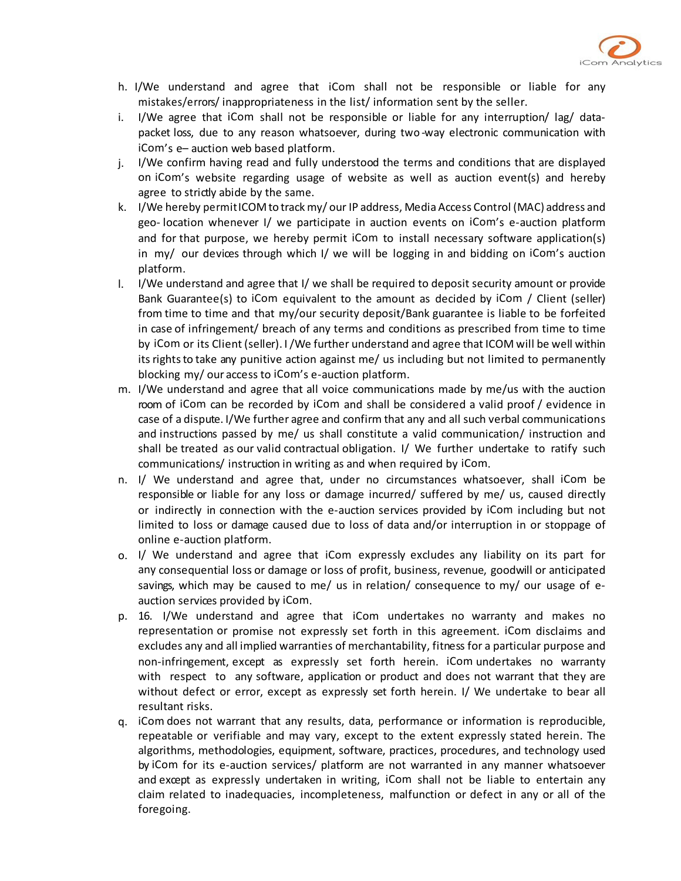h. I/We understand and agree that iCom shall not be responsible or liable for any mistakes/errors/ inappropriateness in the list/ information sent by the seller.
i. I/We agree that iCom shall not be responsible or liable for any interruption/ lag/ data-packet loss, due to any reason whatsoever, during two-way electronic communication with iCom's e– auction web based platform.
j. I/We confirm having read and fully understood the terms and conditions that are displayed on iCom's website regarding usage of website as well as auction event(s) and hereby agree to strictly abide by the same.
k. I/We hereby permit ICOM to track my/ our IP address, Media Access Control (MAC) address and geo- location whenever I/ we participate in auction events on iCom's e-auction platform and for that purpose, we hereby permit iCom to install necessary software application(s) in my/ our devices through which I/ we will be logging in and bidding on iCom's auction platform.
l. I/We understand and agree that I/ we shall be required to deposit security amount or provide Bank Guarantee(s) to iCom equivalent to the amount as decided by iCom / Client (seller) from time to time and that my/our security deposit/Bank guarantee is liable to be forfeited in case of infringement/ breach of any terms and conditions as prescribed from time to time by iCom or its Client (seller). I /We further understand and agree that ICOM will be well within its rights to take any punitive action against me/ us including but not limited to permanently blocking my/ our access to iCom's e-auction platform.
m. I/We understand and agree that all voice communications made by me/us with the auction room of iCom can be recorded by iCom and shall be considered a valid proof / evidence in case of a dispute. I/We further agree and confirm that any and all such verbal communications and instructions passed by me/ us shall constitute a valid communication/ instruction and shall be treated as our valid contractual obligation. I/ We further undertake to ratify such communications/ instruction in writing as and when required by iCom.
n. I/ We understand and agree that, under no circumstances whatsoever, shall iCom be responsible or liable for any loss or damage incurred/ suffered by me/ us, caused directly or indirectly in connection with the e-auction services provided by iCom including but not limited to loss or damage caused due to loss of data and/or interruption in or stoppage of online e-auction platform.
o. I/ We understand and agree that iCom expressly excludes any liability on its part for any consequential loss or damage or loss of profit, business, revenue, goodwill or anticipated savings, which may be caused to me/ us in relation/ consequence to my/ our usage of e-auction services provided by iCom.
p. 16. I/We understand and agree that iCom undertakes no warranty and makes no representation or promise not expressly set forth in this agreement. iCom disclaims and excludes any and all implied warranties of merchantability, fitness for a particular purpose and non-infringement, except as expressly set forth herein. iCom undertakes no warranty with respect to any software, application or product and does not warrant that they are without defect or error, except as expressly set forth herein. I/ We undertake to bear all resultant risks.
q. iCom does not warrant that any results, data, performance or information is reproducible, repeatable or verifiable and may vary, except to the extent expressly stated herein. The algorithms, methodologies, equipment, software, practices, procedures, and technology used by iCom for its e-auction services/ platform are not warranted in any manner whatsoever and except as expressly undertaken in writing, iCom shall not be liable to entertain any claim related to inadequacies, incompleteness, malfunction or defect in any or all of the foregoing.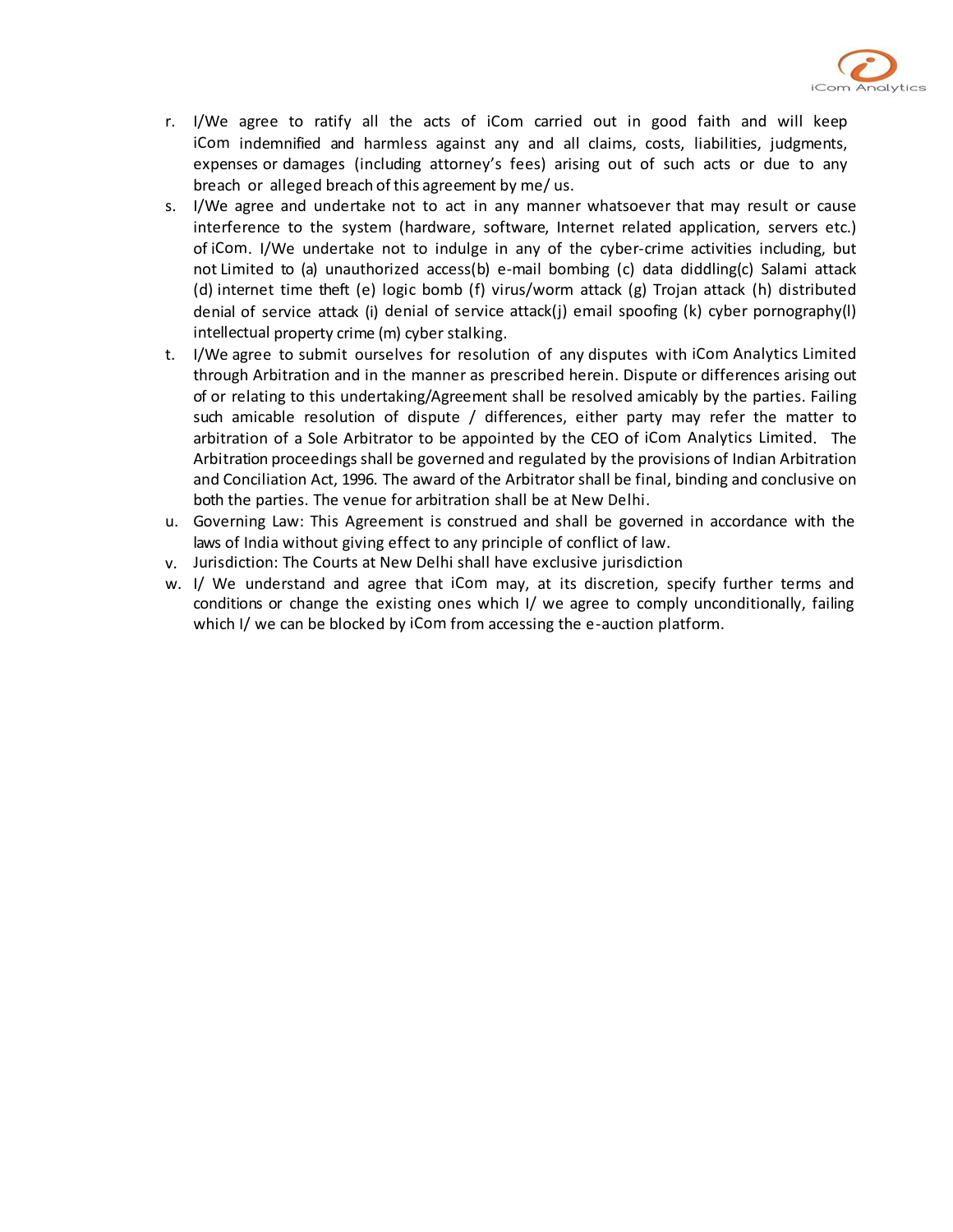r. I/We agree to ratify all the acts of iCom carried out in good faith and will keep iCom indemnified and harmless against any and all claims, costs, liabilities, judgments, expenses or damages (including attorney's fees) arising out of such acts or due to any breach or alleged breach of this agreement by me/ us.

s. I/We agree and undertake not to act in any manner whatsoever that may result or cause interference to the system (hardware, software, Internet related application, servers etc.) of iCom. I/We undertake not to indulge in any of the cyber-crime activities including, but not Limited to (a) unauthorized access(b) e-mail bombing (c) data diddling(c) Salami attack (d) internet time theft (e) logic bomb (f) virus/worm attack (g) Trojan attack (h) distributed denial of service attack (i) denial of service attack(j) email spoofing (k) cyber pornography(l) intellectual property crime (m) cyber stalking.

t. I/We agree to submit ourselves for resolution of any disputes with iCom Analytics Limited through Arbitration and in the manner as prescribed herein. Dispute or differences arising out of or relating to this undertaking/Agreement shall be resolved amicably by the parties. Failing such amicable resolution of dispute / differences, either party may refer the matter to arbitration of a Sole Arbitrator to be appointed by the CEO of iCom Analytics Limited. The Arbitration proceedings shall be governed and regulated by the provisions of Indian Arbitration and Conciliation Act, 1996. The award of the Arbitrator shall be final, binding and conclusive on both the parties. The venue for arbitration shall be at New Delhi.

u. Governing Law: This Agreement is construed and shall be governed in accordance with the laws of India without giving effect to any principle of conflict of law.

v. Jurisdiction: The Courts at New Delhi shall have exclusive jurisdiction

w. I/ We understand and agree that iCom may, at its discretion, specify further terms and conditions or change the existing ones which I/ we agree to comply unconditionally, failing which I/ we can be blocked by iCom from accessing the e-auction platform.